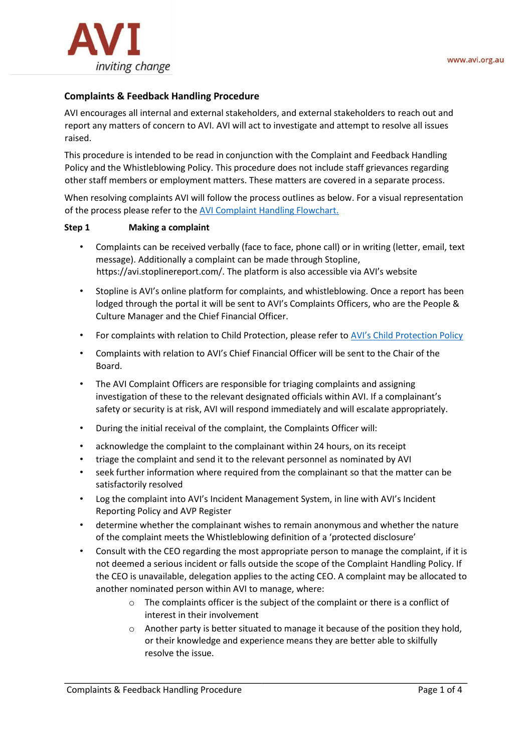## Complaints & Feedback Handling Procedure

AVI encourages all internal and external stakeholders, and external stakeholders to reach out and report any matters of concern to AVI. AVI will act to investigate and attempt to resolve all issues raised.

This procedure is intended to be read in conjunction with the Complaint and Feedback Handling Policy and the Whistleblowing Policy. This procedure does not include staff grievances regarding other staff members or employment matters. These matters are covered in a separate process.

When resolving complaints AVI will follow the process outlines as below. For a visual representation of the process please refer to the AVI Complaint Handling Flowchart.

**Step 1 Making a complaint**

- Complaints can be received verbally (face to face, phone call) or in writing (letter, email, text message). Additionally a complaint can be made through Stopline, https://avi.stoplinereport.com/. The platform is also accessible via AVI's website
- Stopline is AVI's online platform for complaints, and whistleblowing. Once a report has been lodged through the portal it will be sent to AVI's Complaints Officers, who are the People & Culture Manager and the Chief Financial Officer.
- For complaints with relation to Child Protection, please refer to AVI's Child Protection Policy
- Complaints with relation to AVI's Chief Financial Officer will be sent to the Chair of the Board.
- The AVI Complaint Officers are responsible for triaging complaints and assigning investigation of these to the relevant designated officials within AVI. If a complainant's safety or security is at risk, AVI will respond immediately and will escalate appropriately.
- During the initial receival of the complaint, the Complaints Officer will:
- acknowledge the complaint to the complainant within 24 hours, on its receipt
- triage the complaint and send it to the relevant personnel as nominated by AVI
- seek further information where required from the complainant so that the matter can be satisfactorily resolved
- Log the complaint into AVI's Incident Management System, in line with AVI's Incident Reporting Policy and AVP Register
- determine whether the complainant wishes to remain anonymous and whether the nature of the complaint meets the Whistleblowing definition of a 'protected disclosure'
- Consult with the CEO regarding the most appropriate person to manage the complaint, if it is not deemed a serious incident or falls outside the scope of the Complaint Handling Policy. If the CEO is unavailable, delegation applies to the acting CEO. A complaint may be allocated to another nominated person within AVI to manage, where:
    - The complaints officer is the subject of the complaint or there is a conflict of interest in their involvement
    - Another party is better situated to manage it because of the position they hold, or their knowledge and experience means they are better able to skilfully resolve the issue.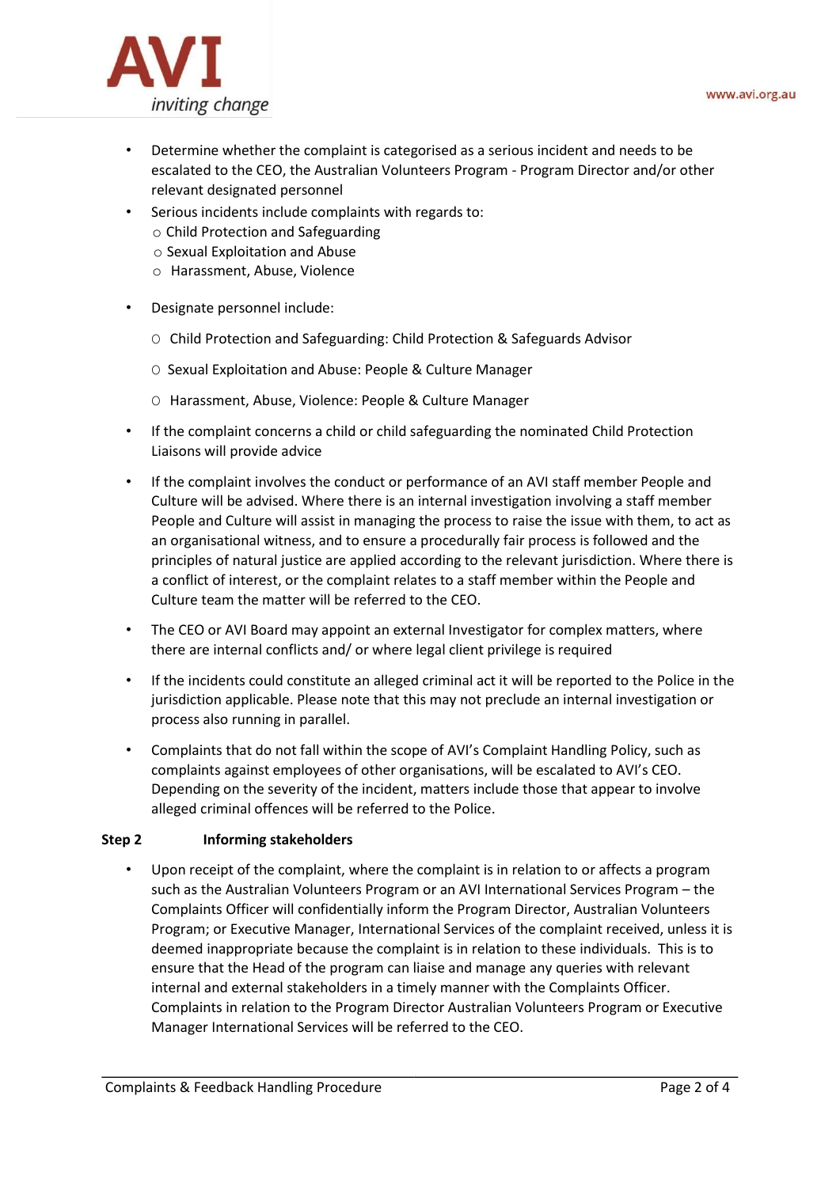- Determine whether the complaint is categorised as a serious incident and needs to be escalated to the CEO, the Australian Volunteers Program - Program Director and/or other relevant designated personnel
- Serious incidents include complaints with regards to:
  - Child Protection and Safeguarding
  - Sexual Exploitation and Abuse
  - Harassment, Abuse, Violence
- Designate personnel include:
  - Child Protection and Safeguarding: Child Protection & Safeguards Advisor
  - Sexual Exploitation and Abuse: People & Culture Manager
  - Harassment, Abuse, Violence: People & Culture Manager
- If the complaint concerns a child or child safeguarding the nominated Child Protection Liaisons will provide advice
- If the complaint involves the conduct or performance of an AVI staff member People and Culture will be advised. Where there is an internal investigation involving a staff member People and Culture will assist in managing the process to raise the issue with them, to act as an organisational witness, and to ensure a procedurally fair process is followed and the principles of natural justice are applied according to the relevant jurisdiction. Where there is a conflict of interest, or the complaint relates to a staff member within the People and Culture team the matter will be referred to the CEO.
- The CEO or AVI Board may appoint an external Investigator for complex matters, where there are internal conflicts and/ or where legal client privilege is required
- If the incidents could constitute an alleged criminal act it will be reported to the Police in the jurisdiction applicable. Please note that this may not preclude an internal investigation or process also running in parallel.
- Complaints that do not fall within the scope of AVI's Complaint Handling Policy, such as complaints against employees of other organisations, will be escalated to AVI's CEO. Depending on the severity of the incident, matters include those that appear to involve alleged criminal offences will be referred to the Police.

**Step 2 Informing stakeholders**

- Upon receipt of the complaint, where the complaint is in relation to or affects a program such as the Australian Volunteers Program or an AVI International Services Program – the Complaints Officer will confidentially inform the Program Director, Australian Volunteers Program; or Executive Manager, International Services of the complaint received, unless it is deemed inappropriate because the complaint is in relation to these individuals. This is to ensure that the Head of the program can liaise and manage any queries with relevant internal and external stakeholders in a timely manner with the Complaints Officer. Complaints in relation to the Program Director Australian Volunteers Program or Executive Manager International Services will be referred to the CEO.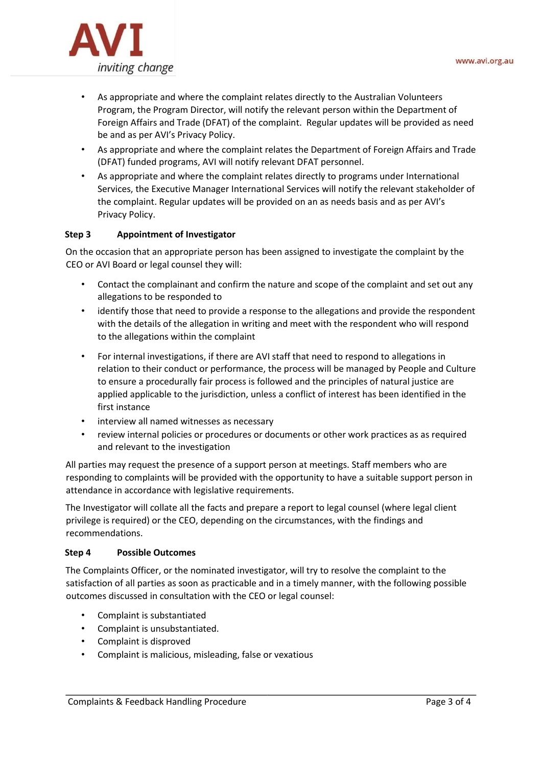- As appropriate and where the complaint relates directly to the Australian Volunteers Program, the Program Director, will notify the relevant person within the Department of Foreign Affairs and Trade (DFAT) of the complaint. Regular updates will be provided as need be and as per AVI's Privacy Policy.
- As appropriate and where the complaint relates the Department of Foreign Affairs and Trade (DFAT) funded programs, AVI will notify relevant DFAT personnel.
- As appropriate and where the complaint relates directly to programs under International Services, the Executive Manager International Services will notify the relevant stakeholder of the complaint. Regular updates will be provided on an as needs basis and as per AVI's Privacy Policy.

**Step 3 Appointment of Investigator**

On the occasion that an appropriate person has been assigned to investigate the complaint by the CEO or AVI Board or legal counsel they will:

- Contact the complainant and confirm the nature and scope of the complaint and set out any allegations to be responded to
- identify those that need to provide a response to the allegations and provide the respondent with the details of the allegation in writing and meet with the respondent who will respond to the allegations within the complaint
- For internal investigations, if there are AVI staff that need to respond to allegations in relation to their conduct or performance, the process will be managed by People and Culture to ensure a procedurally fair process is followed and the principles of natural justice are applied applicable to the jurisdiction, unless a conflict of interest has been identified in the first instance
- interview all named witnesses as necessary
- review internal policies or procedures or documents or other work practices as as required and relevant to the investigation

All parties may request the presence of a support person at meetings. Staff members who are responding to complaints will be provided with the opportunity to have a suitable support person in attendance in accordance with legislative requirements.

The Investigator will collate all the facts and prepare a report to legal counsel (where legal client privilege is required) or the CEO, depending on the circumstances, with the findings and recommendations.

**Step 4 Possible Outcomes**

The Complaints Officer, or the nominated investigator, will try to resolve the complaint to the satisfaction of all parties as soon as practicable and in a timely manner, with the following possible outcomes discussed in consultation with the CEO or legal counsel:

- Complaint is substantiated
- Complaint is unsubstantiated.
- Complaint is disproved
- Complaint is malicious, misleading, false or vexatious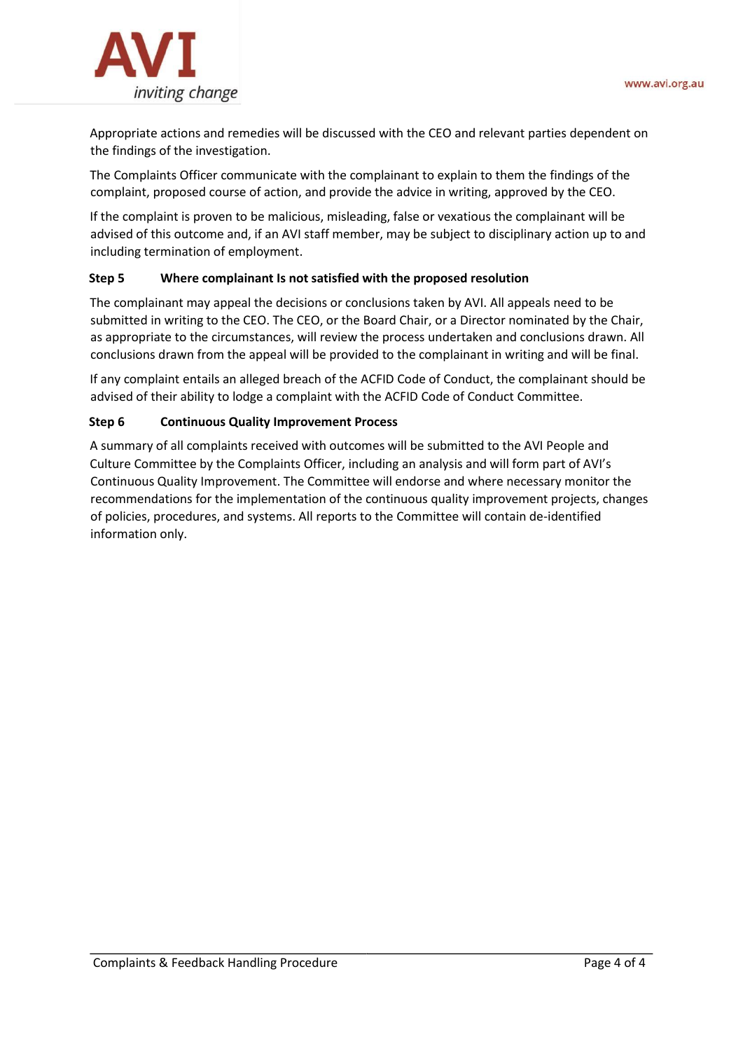Appropriate actions and remedies will be discussed with the CEO and relevant parties dependent on the findings of the investigation.

The Complaints Officer communicate with the complainant to explain to them the findings of the complaint, proposed course of action, and provide the advice in writing, approved by the CEO.

If the complaint is proven to be malicious, misleading, false or vexatious the complainant will be advised of this outcome and, if an AVI staff member, may be subject to disciplinary action up to and including termination of employment.

**Step 5 Where complainant Is not satisfied with the proposed resolution**

The complainant may appeal the decisions or conclusions taken by AVI. All appeals need to be submitted in writing to the CEO. The CEO, or the Board Chair, or a Director nominated by the Chair, as appropriate to the circumstances, will review the process undertaken and conclusions drawn. All conclusions drawn from the appeal will be provided to the complainant in writing and will be final.

If any complaint entails an alleged breach of the ACFID Code of Conduct, the complainant should be advised of their ability to lodge a complaint with the ACFID Code of Conduct Committee.

**Step 6 Continuous Quality Improvement Process**

A summary of all complaints received with outcomes will be submitted to the AVI People and Culture Committee by the Complaints Officer, including an analysis and will form part of AVI's Continuous Quality Improvement. The Committee will endorse and where necessary monitor the recommendations for the implementation of the continuous quality improvement projects, changes of policies, procedures, and systems. All reports to the Committee will contain de-identified information only.